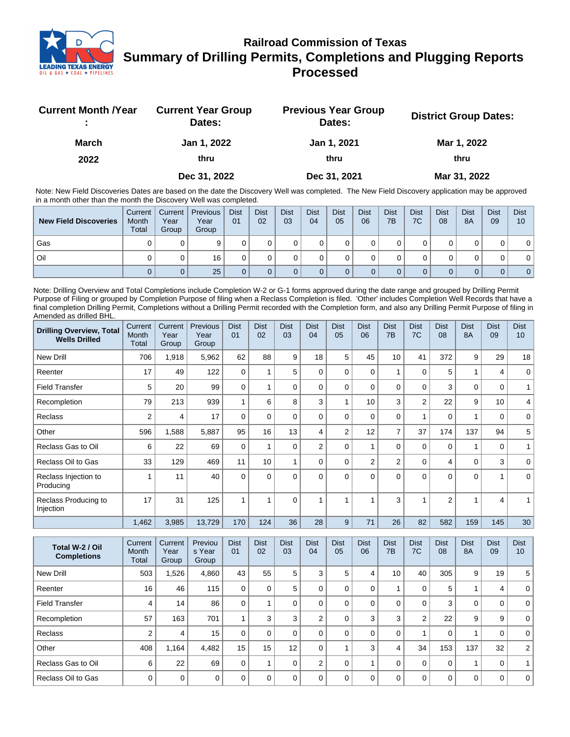# Railroad Commission of Texas

## Summary of Drilling Permits, Completions and Plugging Reports Processed

| Current Month /Year : | Current Year Group Dates: | Previous Year Group Dates: | District Group Dates: |
|---|---|---|---|
| March | Jan 1, 2022 | Jan 1, 2021 | Mar 1, 2022 |
| 2022 | thru | thru | thru |
| | Dec 31, 2022 | Dec 31, 2021 | Mar 31, 2022 |

Note: New Field Discoveries Dates are based on the date the Discovery Well was completed. The New Field Discovery application may be approved in a month other than the month the Discovery Well was completed.

| New Field Discoveries | Current Month Total | Current Year Group | Previous Year Group | Dist 01 | Dist 02 | Dist 03 | Dist 04 | Dist 05 | Dist 06 | Dist 7B | Dist 7C | Dist 08 | Dist 8A | Dist 09 | Dist 10 |
|---|---|---|---|---|---|---|---|---|---|---|---|---|---|---|---|
| Gas | 0 | 0 | 9 | 0 | 0 | 0 | 0 | 0 | 0 | 0 | 0 | 0 | 0 | 0 | 0 |
| Oil | 0 | 0 | 16 | 0 | 0 | 0 | 0 | 0 | 0 | 0 | 0 | 0 | 0 | 0 | 0 |
| | 0 | 0 | 25 | 0 | 0 | 0 | 0 | 0 | 0 | 0 | 0 | 0 | 0 | 0 | 0 |

Note: Drilling Overview and Total Completions include Completion W-2 or G-1 forms approved during the date range and grouped by Drilling Permit Purpose of Filing or grouped by Completion Purpose of filing when a Reclass Completion is filed. 'Other' includes Completion Well Records that have a final completion Drilling Permit, Completions without a Drilling Permit recorded with the Completion form, and also any Drilling Permit Purpose of filing in Amended as drilled BHL.

| Drilling Overview, Total Wells Drilled | Current Month Total | Current Year Group | Previous Year Group | Dist 01 | Dist 02 | Dist 03 | Dist 04 | Dist 05 | Dist 06 | Dist 7B | Dist 7C | Dist 08 | Dist 8A | Dist 09 | Dist 10 |
|---|---|---|---|---|---|---|---|---|---|---|---|---|---|---|---|
| New Drill | 706 | 1,918 | 5,962 | 62 | 88 | 9 | 18 | 5 | 45 | 10 | 41 | 372 | 9 | 29 | 18 |
| Reenter | 17 | 49 | 122 | 0 | 1 | 5 | 0 | 0 | 0 | 1 | 0 | 5 | 1 | 4 | 0 |
| Field Transfer | 5 | 20 | 99 | 0 | 1 | 0 | 0 | 0 | 0 | 0 | 0 | 3 | 0 | 0 | 1 |
| Recompletion | 79 | 213 | 939 | 1 | 6 | 8 | 3 | 1 | 10 | 3 | 2 | 22 | 9 | 10 | 4 |
| Reclass | 2 | 4 | 17 | 0 | 0 | 0 | 0 | 0 | 0 | 0 | 1 | 0 | 1 | 0 | 0 |
| Other | 596 | 1,588 | 5,887 | 95 | 16 | 13 | 4 | 2 | 12 | 7 | 37 | 174 | 137 | 94 | 5 |
| Reclass Gas to Oil | 6 | 22 | 69 | 0 | 1 | 0 | 2 | 0 | 1 | 0 | 0 | 0 | 1 | 0 | 1 |
| Reclass Oil to Gas | 33 | 129 | 469 | 11 | 10 | 1 | 0 | 0 | 2 | 2 | 0 | 4 | 0 | 3 | 0 |
| Reclass Injection to Producing | 1 | 11 | 40 | 0 | 0 | 0 | 0 | 0 | 0 | 0 | 0 | 0 | 0 | 1 | 0 |
| Reclass Producing to Injection | 17 | 31 | 125 | 1 | 1 | 0 | 1 | 1 | 1 | 3 | 1 | 2 | 1 | 4 | 1 |
| | 1,462 | 3,985 | 13,729 | 170 | 124 | 36 | 28 | 9 | 71 | 26 | 82 | 582 | 159 | 145 | 30 |

| Total W-2 / Oil Completions | Current Month Total | Current Year Group | Previous Year Group | Dist 01 | Dist 02 | Dist 03 | Dist 04 | Dist 05 | Dist 06 | Dist 7B | Dist 7C | Dist 08 | Dist 8A | Dist 09 | Dist 10 |
|---|---|---|---|---|---|---|---|---|---|---|---|---|---|---|---|
| New Drill | 503 | 1,526 | 4,860 | 43 | 55 | 5 | 3 | 5 | 4 | 10 | 40 | 305 | 9 | 19 | 5 |
| Reenter | 16 | 46 | 115 | 0 | 0 | 5 | 0 | 0 | 0 | 1 | 0 | 5 | 1 | 4 | 0 |
| Field Transfer | 4 | 14 | 86 | 0 | 1 | 0 | 0 | 0 | 0 | 0 | 0 | 3 | 0 | 0 | 0 |
| Recompletion | 57 | 163 | 701 | 1 | 3 | 3 | 2 | 0 | 3 | 3 | 2 | 22 | 9 | 9 | 0 |
| Reclass | 2 | 4 | 15 | 0 | 0 | 0 | 0 | 0 | 0 | 0 | 1 | 0 | 1 | 0 | 0 |
| Other | 408 | 1,164 | 4,482 | 15 | 15 | 12 | 0 | 1 | 3 | 4 | 34 | 153 | 137 | 32 | 2 |
| Reclass Gas to Oil | 6 | 22 | 69 | 0 | 1 | 0 | 2 | 0 | 1 | 0 | 0 | 0 | 1 | 0 | 1 |
| Reclass Oil to Gas | 0 | 0 | 0 | 0 | 0 | 0 | 0 | 0 | 0 | 0 | 0 | 0 | 0 | 0 | 0 |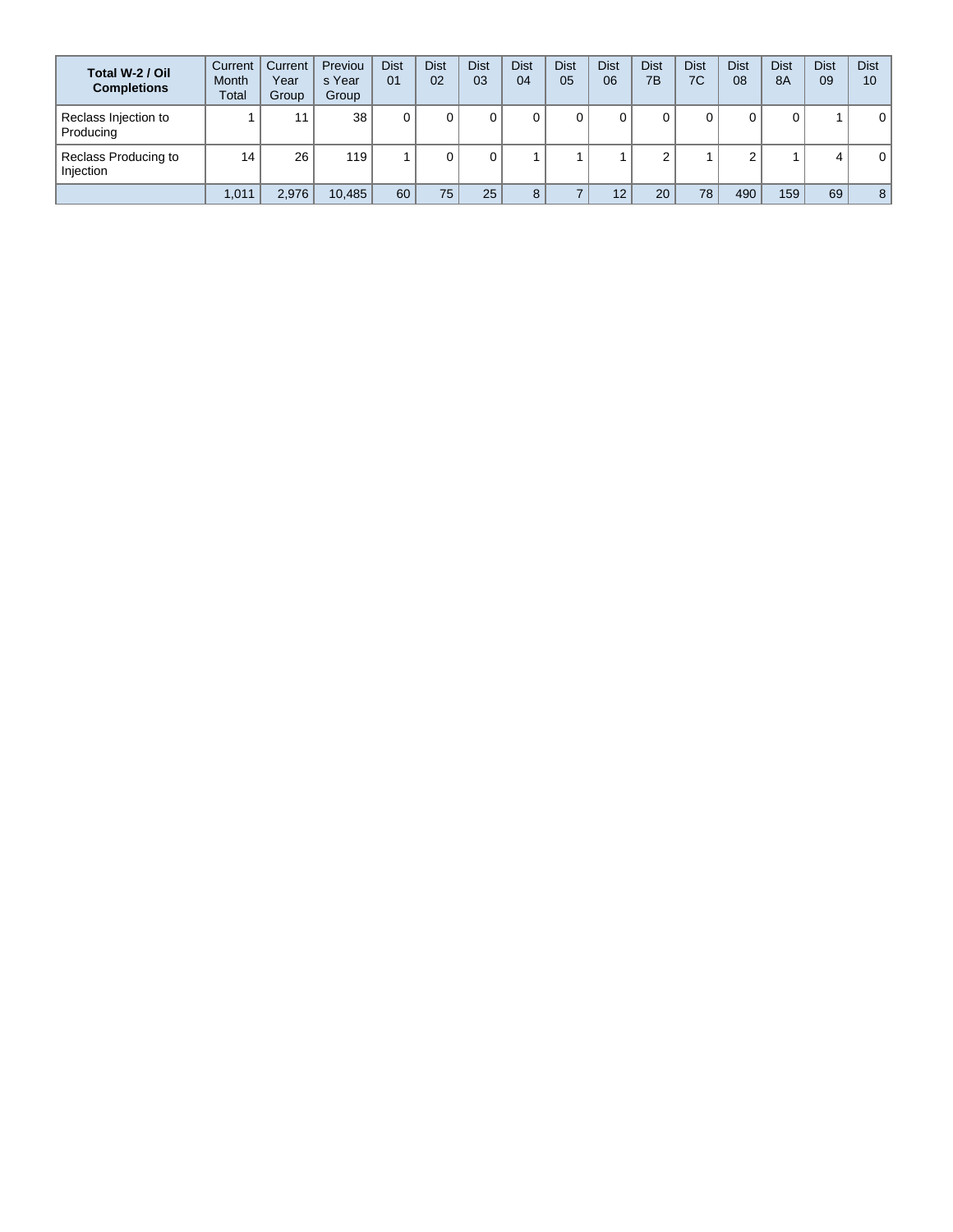| Total W-2 / Oil Completions | Current Month Total | Current Year Group | Previous Year Group | Dist 01 | Dist 02 | Dist 03 | Dist 04 | Dist 05 | Dist 06 | Dist 7B | Dist 7C | Dist 08 | Dist 8A | Dist 09 | Dist 10 |
|---|---|---|---|---|---|---|---|---|---|---|---|---|---|---|---|
| Reclass Injection to Producing | 1 | 11 | 38 | 0 | 0 | 0 | 0 | 0 | 0 | 0 | 0 | 0 | 0 | 1 | 0 |
| Reclass Producing to Injection | 14 | 26 | 119 | 1 | 0 | 0 | 1 | 1 | 1 | 2 | 1 | 2 | 1 | 4 | 0 |
| | 1,011 | 2,976 | 10,485 | 60 | 75 | 25 | 8 | 7 | 12 | 20 | 78 | 490 | 159 | 69 | 8 |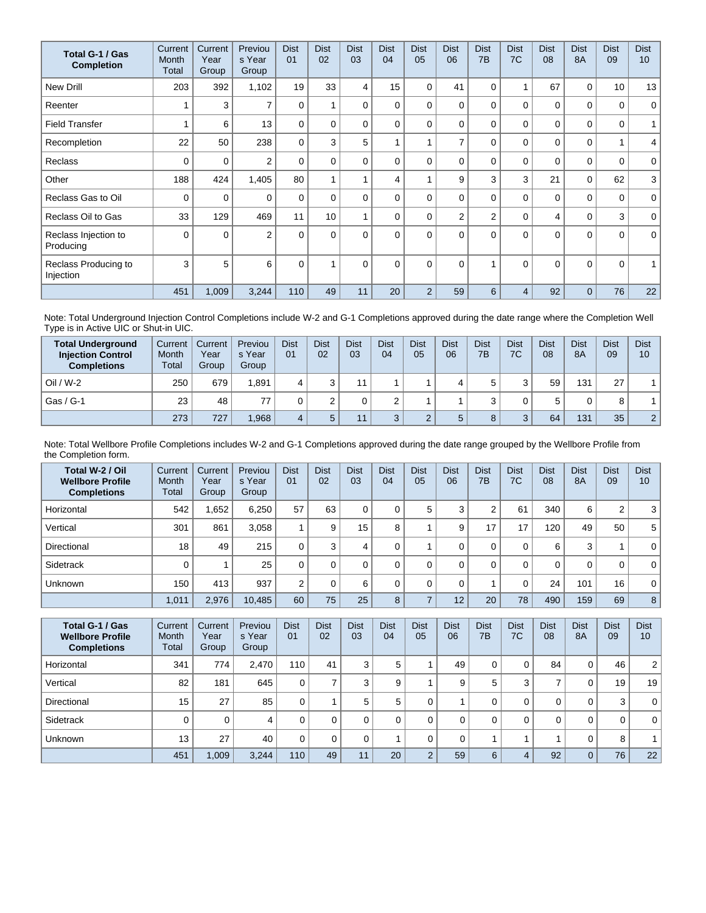| Total G-1 / Gas Completion | Current Month Total | Current Year Group | Previous Year Group | Dist 01 | Dist 02 | Dist 03 | Dist 04 | Dist 05 | Dist 06 | Dist 7B | Dist 7C | Dist 08 | Dist 8A | Dist 09 | Dist 10 |
|---|---|---|---|---|---|---|---|---|---|---|---|---|---|---|---|
| New Drill | 203 | 392 | 1,102 | 19 | 33 | 4 | 15 | 0 | 41 | 0 | 1 | 67 | 0 | 10 | 13 |
| Reenter | 1 | 3 | 7 | 0 | 1 | 0 | 0 | 0 | 0 | 0 | 0 | 0 | 0 | 0 | 0 |
| Field Transfer | 1 | 6 | 13 | 0 | 0 | 0 | 0 | 0 | 0 | 0 | 0 | 0 | 0 | 0 | 1 |
| Recompletion | 22 | 50 | 238 | 0 | 3 | 5 | 1 | 1 | 7 | 0 | 0 | 0 | 0 | 1 | 4 |
| Reclass | 0 | 0 | 2 | 0 | 0 | 0 | 0 | 0 | 0 | 0 | 0 | 0 | 0 | 0 | 0 |
| Other | 188 | 424 | 1,405 | 80 | 1 | 1 | 4 | 1 | 9 | 3 | 3 | 21 | 0 | 62 | 3 |
| Reclass Gas to Oil | 0 | 0 | 0 | 0 | 0 | 0 | 0 | 0 | 0 | 0 | 0 | 0 | 0 | 0 | 0 |
| Reclass Oil to Gas | 33 | 129 | 469 | 11 | 10 | 1 | 0 | 0 | 2 | 2 | 0 | 4 | 0 | 3 | 0 |
| Reclass Injection to Producing | 0 | 0 | 2 | 0 | 0 | 0 | 0 | 0 | 0 | 0 | 0 | 0 | 0 | 0 | 0 |
| Reclass Producing to Injection | 3 | 5 | 6 | 0 | 1 | 0 | 0 | 0 | 0 | 1 | 0 | 0 | 0 | 0 | 1 |
| | 451 | 1,009 | 3,244 | 110 | 49 | 11 | 20 | 2 | 59 | 6 | 4 | 92 | 0 | 76 | 22 |

Note: Total Underground Injection Control Completions include W-2 and G-1 Completions approved during the date range where the Completion Well Type is in Active UIC or Shut-in UIC.

| Total Underground Injection Control Completions | Current Month Total | Current Year Group | Previous Year Group | Dist 01 | Dist 02 | Dist 03 | Dist 04 | Dist 05 | Dist 06 | Dist 7B | Dist 7C | Dist 08 | Dist 8A | Dist 09 | Dist 10 |
|---|---|---|---|---|---|---|---|---|---|---|---|---|---|---|---|
| Oil / W-2 | 250 | 679 | 1,891 | 4 | 3 | 11 | 1 | 1 | 4 | 5 | 3 | 59 | 131 | 27 | 1 |
| Gas / G-1 | 23 | 48 | 77 | 0 | 2 | 0 | 2 | 1 | 1 | 3 | 0 | 5 | 0 | 8 | 1 |
| | 273 | 727 | 1,968 | 4 | 5 | 11 | 3 | 2 | 5 | 8 | 3 | 64 | 131 | 35 | 2 |

Note: Total Wellbore Profile Completions includes W-2 and G-1 Completions approved during the date range grouped by the Wellbore Profile from the Completion form.

| Total W-2 / Oil Wellbore Profile Completions | Current Month Total | Current Year Group | Previous Year Group | Dist 01 | Dist 02 | Dist 03 | Dist 04 | Dist 05 | Dist 06 | Dist 7B | Dist 7C | Dist 08 | Dist 8A | Dist 09 | Dist 10 |
|---|---|---|---|---|---|---|---|---|---|---|---|---|---|---|---|
| Horizontal | 542 | 1,652 | 6,250 | 57 | 63 | 0 | 0 | 5 | 3 | 2 | 61 | 340 | 6 | 2 | 3 |
| Vertical | 301 | 861 | 3,058 | 1 | 9 | 15 | 8 | 1 | 9 | 17 | 17 | 120 | 49 | 50 | 5 |
| Directional | 18 | 49 | 215 | 0 | 3 | 4 | 0 | 1 | 0 | 0 | 0 | 6 | 3 | 1 | 0 |
| Sidetrack | 0 | 1 | 25 | 0 | 0 | 0 | 0 | 0 | 0 | 0 | 0 | 0 | 0 | 0 | 0 |
| Unknown | 150 | 413 | 937 | 2 | 0 | 6 | 0 | 0 | 0 | 1 | 0 | 24 | 101 | 16 | 0 |
| | 1,011 | 2,976 | 10,485 | 60 | 75 | 25 | 8 | 7 | 12 | 20 | 78 | 490 | 159 | 69 | 8 |

| Total G-1 / Gas Wellbore Profile Completions | Current Month Total | Current Year Group | Previous Year Group | Dist 01 | Dist 02 | Dist 03 | Dist 04 | Dist 05 | Dist 06 | Dist 7B | Dist 7C | Dist 08 | Dist 8A | Dist 09 | Dist 10 |
|---|---|---|---|---|---|---|---|---|---|---|---|---|---|---|---|
| Horizontal | 341 | 774 | 2,470 | 110 | 41 | 3 | 5 | 1 | 49 | 0 | 0 | 84 | 0 | 46 | 2 |
| Vertical | 82 | 181 | 645 | 0 | 7 | 3 | 9 | 1 | 9 | 5 | 3 | 7 | 0 | 19 | 19 |
| Directional | 15 | 27 | 85 | 0 | 1 | 5 | 5 | 0 | 1 | 0 | 0 | 0 | 0 | 3 | 0 |
| Sidetrack | 0 | 0 | 4 | 0 | 0 | 0 | 0 | 0 | 0 | 0 | 0 | 0 | 0 | 0 | 0 |
| Unknown | 13 | 27 | 40 | 0 | 0 | 0 | 1 | 0 | 0 | 1 | 1 | 1 | 0 | 8 | 1 |
| | 451 | 1,009 | 3,244 | 110 | 49 | 11 | 20 | 2 | 59 | 6 | 4 | 92 | 0 | 76 | 22 |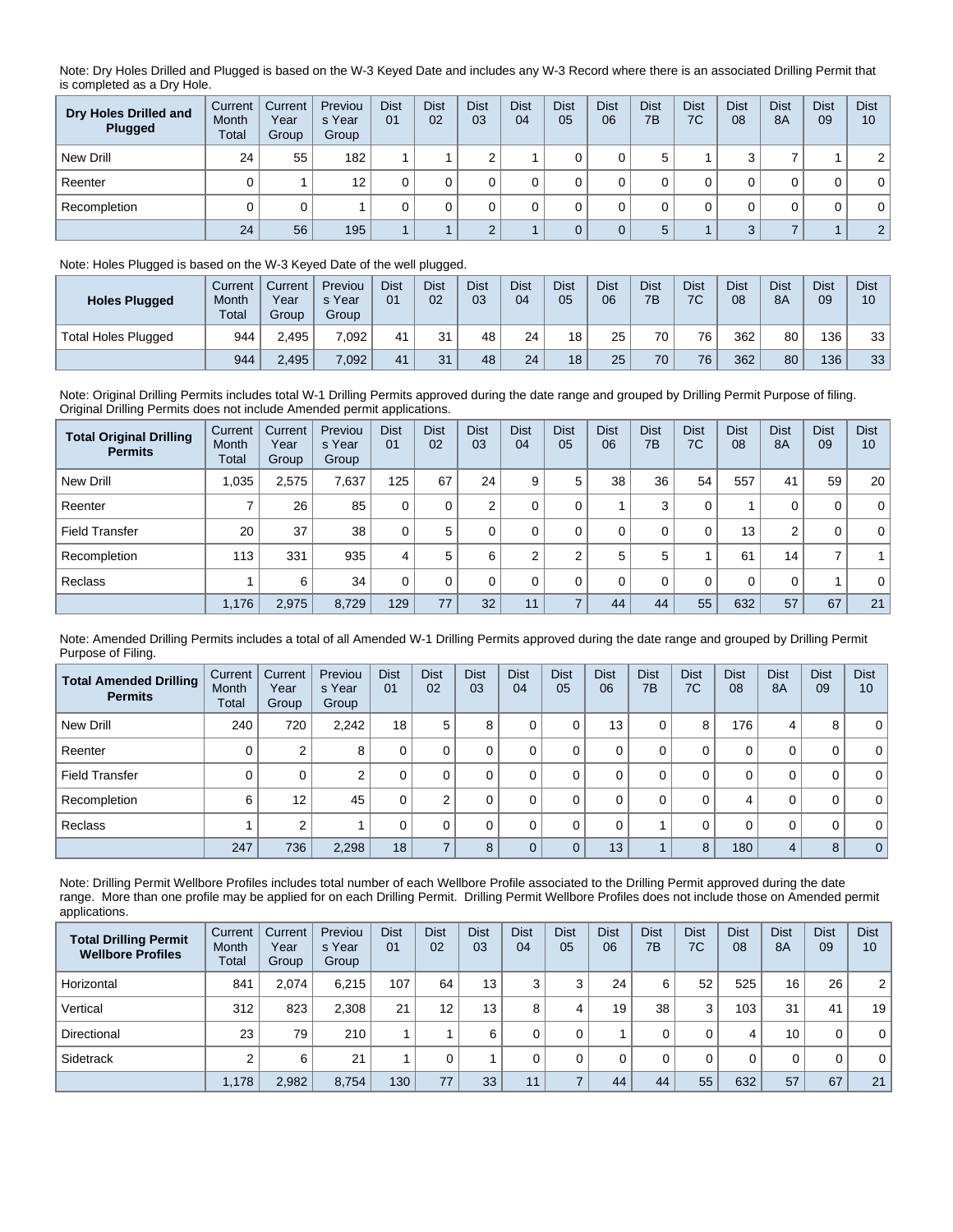Note: Dry Holes Drilled and Plugged is based on the W-3 Keyed Date and includes any W-3 Record where there is an associated Drilling Permit that is completed as a Dry Hole.

| Dry Holes Drilled and Plugged | Current Month Total | Current Year Group | Previous Year Group | Dist 01 | Dist 02 | Dist 03 | Dist 04 | Dist 05 | Dist 06 | Dist 7B | Dist 7C | Dist 08 | Dist 8A | Dist 09 | Dist 10 |
|---|---|---|---|---|---|---|---|---|---|---|---|---|---|---|---|
| New Drill | 24 | 55 | 182 | 1 | 1 | 2 | 1 | 0 | 0 | 5 | 1 | 3 | 7 | 1 | 2 |
| Reenter | 0 | 1 | 12 | 0 | 0 | 0 | 0 | 0 | 0 | 0 | 0 | 0 | 0 | 0 | 0 |
| Recompletion | 0 | 0 | 1 | 0 | 0 | 0 | 0 | 0 | 0 | 0 | 0 | 0 | 0 | 0 | 0 |
| | 24 | 56 | 195 | 1 | 1 | 2 | 1 | 0 | 0 | 5 | 1 | 3 | 7 | 1 | 2 |

Note: Holes Plugged is based on the W-3 Keyed Date of the well plugged.

| Holes Plugged | Current Month Total | Current Year Group | Previous Year Group | Dist 01 | Dist 02 | Dist 03 | Dist 04 | Dist 05 | Dist 06 | Dist 7B | Dist 7C | Dist 08 | Dist 8A | Dist 09 | Dist 10 |
|---|---|---|---|---|---|---|---|---|---|---|---|---|---|---|---|
| Total Holes Plugged | 944 | 2,495 | 7,092 | 41 | 31 | 48 | 24 | 18 | 25 | 70 | 76 | 362 | 80 | 136 | 33 |
| | 944 | 2,495 | 7,092 | 41 | 31 | 48 | 24 | 18 | 25 | 70 | 76 | 362 | 80 | 136 | 33 |

Note: Original Drilling Permits includes total W-1 Drilling Permits approved during the date range and grouped by Drilling Permit Purpose of filing. Original Drilling Permits does not include Amended permit applications.

| Total Original Drilling Permits | Current Month Total | Current Year Group | Previous Year Group | Dist 01 | Dist 02 | Dist 03 | Dist 04 | Dist 05 | Dist 06 | Dist 7B | Dist 7C | Dist 08 | Dist 8A | Dist 09 | Dist 10 |
|---|---|---|---|---|---|---|---|---|---|---|---|---|---|---|---|
| New Drill | 1,035 | 2,575 | 7,637 | 125 | 67 | 24 | 9 | 5 | 38 | 36 | 54 | 557 | 41 | 59 | 20 |
| Reenter | 7 | 26 | 85 | 0 | 0 | 2 | 0 | 0 | 1 | 3 | 0 | 1 | 0 | 0 | 0 |
| Field Transfer | 20 | 37 | 38 | 0 | 5 | 0 | 0 | 0 | 0 | 0 | 0 | 13 | 2 | 0 | 0 |
| Recompletion | 113 | 331 | 935 | 4 | 5 | 6 | 2 | 2 | 5 | 5 | 1 | 61 | 14 | 7 | 1 |
| Reclass | 1 | 6 | 34 | 0 | 0 | 0 | 0 | 0 | 0 | 0 | 0 | 0 | 0 | 1 | 0 |
| | 1,176 | 2,975 | 8,729 | 129 | 77 | 32 | 11 | 7 | 44 | 44 | 55 | 632 | 57 | 67 | 21 |

Note: Amended Drilling Permits includes a total of all Amended W-1 Drilling Permits approved during the date range and grouped by Drilling Permit Purpose of Filing.

| Total Amended Drilling Permits | Current Month Total | Current Year Group | Previous Year Group | Dist 01 | Dist 02 | Dist 03 | Dist 04 | Dist 05 | Dist 06 | Dist 7B | Dist 7C | Dist 08 | Dist 8A | Dist 09 | Dist 10 |
|---|---|---|---|---|---|---|---|---|---|---|---|---|---|---|---|
| New Drill | 240 | 720 | 2,242 | 18 | 5 | 8 | 0 | 0 | 13 | 0 | 8 | 176 | 4 | 8 | 0 |
| Reenter | 0 | 2 | 8 | 0 | 0 | 0 | 0 | 0 | 0 | 0 | 0 | 0 | 0 | 0 | 0 |
| Field Transfer | 0 | 0 | 2 | 0 | 0 | 0 | 0 | 0 | 0 | 0 | 0 | 0 | 0 | 0 | 0 |
| Recompletion | 6 | 12 | 45 | 0 | 2 | 0 | 0 | 0 | 0 | 0 | 0 | 4 | 0 | 0 | 0 |
| Reclass | 1 | 2 | 1 | 0 | 0 | 0 | 0 | 0 | 0 | 1 | 0 | 0 | 0 | 0 | 0 |
| | 247 | 736 | 2,298 | 18 | 7 | 8 | 0 | 0 | 13 | 1 | 8 | 180 | 4 | 8 | 0 |

Note: Drilling Permit Wellbore Profiles includes total number of each Wellbore Profile associated to the Drilling Permit approved during the date range. More than one profile may be applied for on each Drilling Permit. Drilling Permit Wellbore Profiles does not include those on Amended permit applications.

| Total Drilling Permit Wellbore Profiles | Current Month Total | Current Year Group | Previous Year Group | Dist 01 | Dist 02 | Dist 03 | Dist 04 | Dist 05 | Dist 06 | Dist 7B | Dist 7C | Dist 08 | Dist 8A | Dist 09 | Dist 10 |
|---|---|---|---|---|---|---|---|---|---|---|---|---|---|---|---|
| Horizontal | 841 | 2,074 | 6,215 | 107 | 64 | 13 | 3 | 3 | 24 | 6 | 52 | 525 | 16 | 26 | 2 |
| Vertical | 312 | 823 | 2,308 | 21 | 12 | 13 | 8 | 4 | 19 | 38 | 3 | 103 | 31 | 41 | 19 |
| Directional | 23 | 79 | 210 | 1 | 1 | 6 | 0 | 0 | 1 | 0 | 0 | 4 | 10 | 0 | 0 |
| Sidetrack | 2 | 6 | 21 | 1 | 0 | 1 | 0 | 0 | 0 | 0 | 0 | 0 | 0 | 0 | 0 |
| | 1,178 | 2,982 | 8,754 | 130 | 77 | 33 | 11 | 7 | 44 | 44 | 55 | 632 | 57 | 67 | 21 |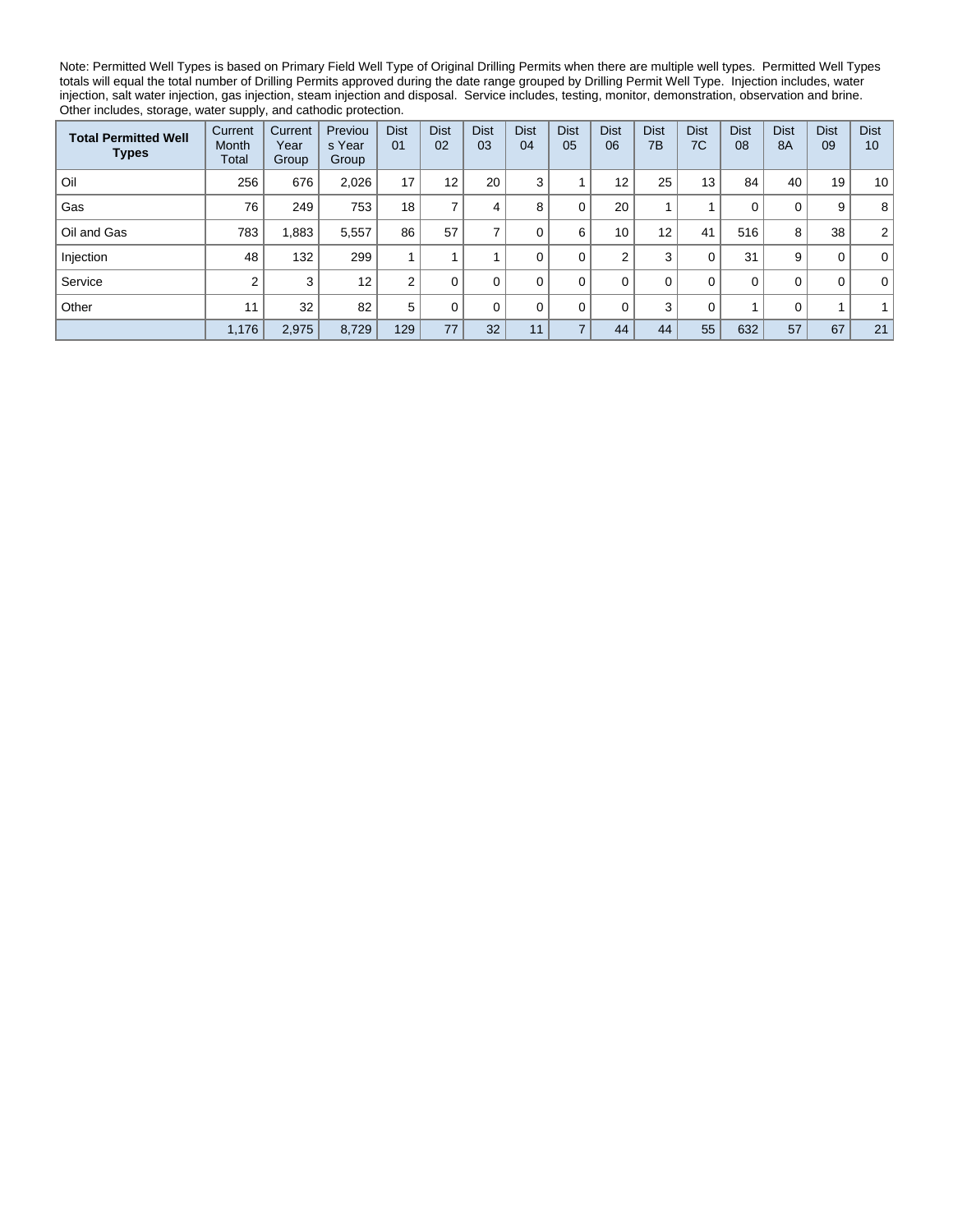Note: Permitted Well Types is based on Primary Field Well Type of Original Drilling Permits when there are multiple well types. Permitted Well Types totals will equal the total number of Drilling Permits approved during the date range grouped by Drilling Permit Well Type. Injection includes, water injection, salt water injection, gas injection, steam injection and disposal. Service includes, testing, monitor, demonstration, observation and brine. Other includes, storage, water supply, and cathodic protection.

| **Total Permitted Well Types** | Current Month Total | Current Year Group | Previous Year Group | Dist 01 | Dist 02 | Dist 03 | Dist 04 | Dist 05 | Dist 06 | Dist 7B | Dist 7C | Dist 08 | Dist 8A | Dist 09 | Dist 10 |
|---|---|---|---|---|---|---|---|---|---|---|---|---|---|---|---|
| Oil | 256 | 676 | 2,026 | 17 | 12 | 20 | 3 | 1 | 12 | 25 | 13 | 84 | 40 | 19 | 10 |
| Gas | 76 | 249 | 753 | 18 | 7 | 4 | 8 | 0 | 20 | 1 | 1 | 0 | 0 | 9 | 8 |
| Oil and Gas | 783 | 1,883 | 5,557 | 86 | 57 | 7 | 0 | 6 | 10 | 12 | 41 | 516 | 8 | 38 | 2 |
| Injection | 48 | 132 | 299 | 1 | 1 | 1 | 0 | 0 | 2 | 3 | 0 | 31 | 9 | 0 | 0 |
| Service | 2 | 3 | 12 | 2 | 0 | 0 | 0 | 0 | 0 | 0 | 0 | 0 | 0 | 0 | 0 |
| Other | 11 | 32 | 82 | 5 | 0 | 0 | 0 | 0 | 0 | 3 | 0 | 1 | 0 | 1 | 1 |
| | 1,176 | 2,975 | 8,729 | 129 | 77 | 32 | 11 | 7 | 44 | 44 | 55 | 632 | 57 | 67 | 21 |